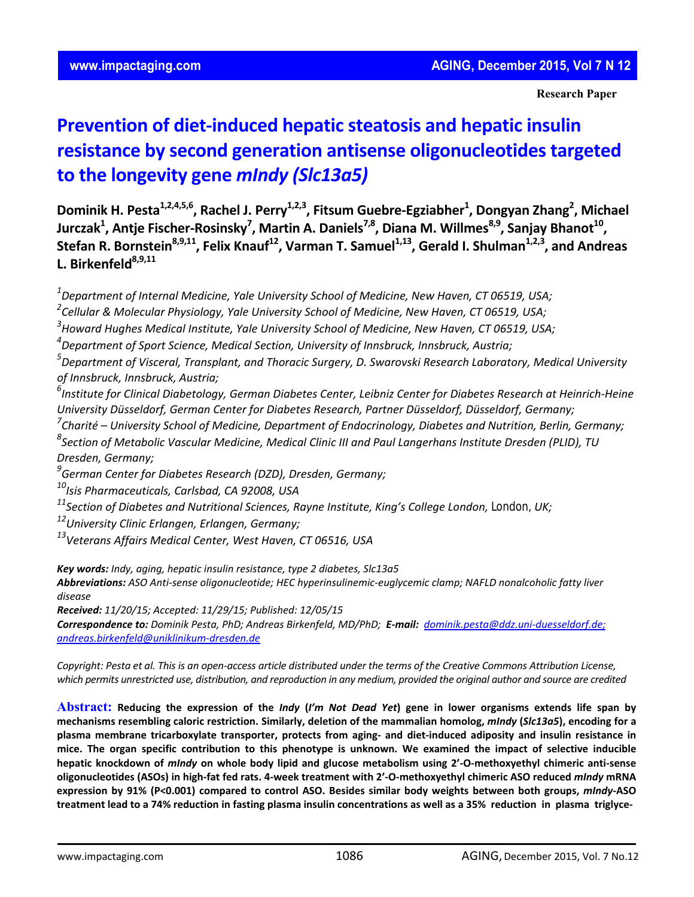Research Paper

# Prevention of diet-induced hepatic steatosis and hepatic insulin resistance by second generation antisense oligonucleotides targeted to the longevity gene *mIndy (Slc13a5)*

**Dominik H. Pesta[1,2,4,5,6], Rachel J. Perry[1,2,3], Fitsum Guebre-Egziabher[1], Dongyan Zhang[2], Michael Jurczak[1], Antje Fischer-Rosinsky[7], Martin A. Daniels[7,8], Diana M. Willmes[8,9], Sanjay Bhanot[10], Stefan R. Bornstein[8,9,11], Felix Knauf[12], Varman T. Samuel[1,13], Gerald I. Shulman[1,2,3], and Andreas L. Birkenfeld[8,9,11]**

[1]*Department of Internal Medicine, Yale University School of Medicine, New Haven, CT 06519, USA;*
[2]*Cellular & Molecular Physiology, Yale University School of Medicine, New Haven, CT 06519, USA;*
[3]*Howard Hughes Medical Institute, Yale University School of Medicine, New Haven, CT 06519, USA;*
[4]*Department of Sport Science, Medical Section, University of Innsbruck, Innsbruck, Austria;*
[5]*Department of Visceral, Transplant, and Thoracic Surgery, D. Swarovski Research Laboratory, Medical University of Innsbruck, Innsbruck, Austria;*
[6]*Institute for Clinical Diabetology, German Diabetes Center, Leibniz Center for Diabetes Research at Heinrich-Heine University Düsseldorf, German Center for Diabetes Research, Partner Düsseldorf, Düsseldorf, Germany;*
[7]*Charité – University School of Medicine, Department of Endocrinology, Diabetes and Nutrition, Berlin, Germany;*
[8]*Section of Metabolic Vascular Medicine, Medical Clinic III and Paul Langerhans Institute Dresden (PLID), TU Dresden, Germany;*
[9]*German Center for Diabetes Research (DZD), Dresden, Germany;*
[10]*Isis Pharmaceuticals, Carlsbad, CA 92008, USA*
[11]*Section of Diabetes and Nutritional Sciences, Rayne Institute, King's College London, London, UK;*
[12]*University Clinic Erlangen, Erlangen, Germany;*
[13]*Veterans Affairs Medical Center, West Haven, CT 06516, USA*

***Key words:*** *Indy, aging, hepatic insulin resistance, type 2 diabetes, Slc13a5*
***Abbreviations:*** *ASO Anti-sense oligonucleotide; HEC hyperinsulinemic-euglycemic clamp; NAFLD nonalcoholic fatty liver disease*
***Received:*** *11/20/15; Accepted: 11/29/15; Published: 12/05/15*
***Correspondence to:*** *Dominik Pesta, PhD; Andreas Birkenfeld, MD/PhD;* ***E-mail:*** *dominik.pesta@ddz.uni-duesseldorf.de; andreas.birkenfeld@uniklinikum-dresden.de*

*Copyright: Pesta et al. This is an open-access article distributed under the terms of the Creative Commons Attribution License, which permits unrestricted use, distribution, and reproduction in any medium, provided the original author and source are credited*

**Abstract: Reducing the expression of the *Indy* (*I'm Not Dead Yet*) gene in lower organisms extends life span by mechanisms resembling caloric restriction. Similarly, deletion of the mammalian homolog, *mIndy* (*Slc13a5*), encoding for a plasma membrane tricarboxylate transporter, protects from aging- and diet-induced adiposity and insulin resistance in mice. The organ specific contribution to this phenotype is unknown. We examined the impact of selective inducible hepatic knockdown of *mIndy* on whole body lipid and glucose metabolism using 2'-O-methoxyethyl chimeric anti-sense oligonucleotides (ASOs) in high-fat fed rats. 4-week treatment with 2'-O-methoxyethyl chimeric ASO reduced *mIndy* mRNA expression by 91% (P<0.001) compared to control ASO. Besides similar body weights between both groups, *mIndy*-ASO treatment lead to a 74% reduction in fasting plasma insulin concentrations as well as a 35% reduction in plasma triglyce-**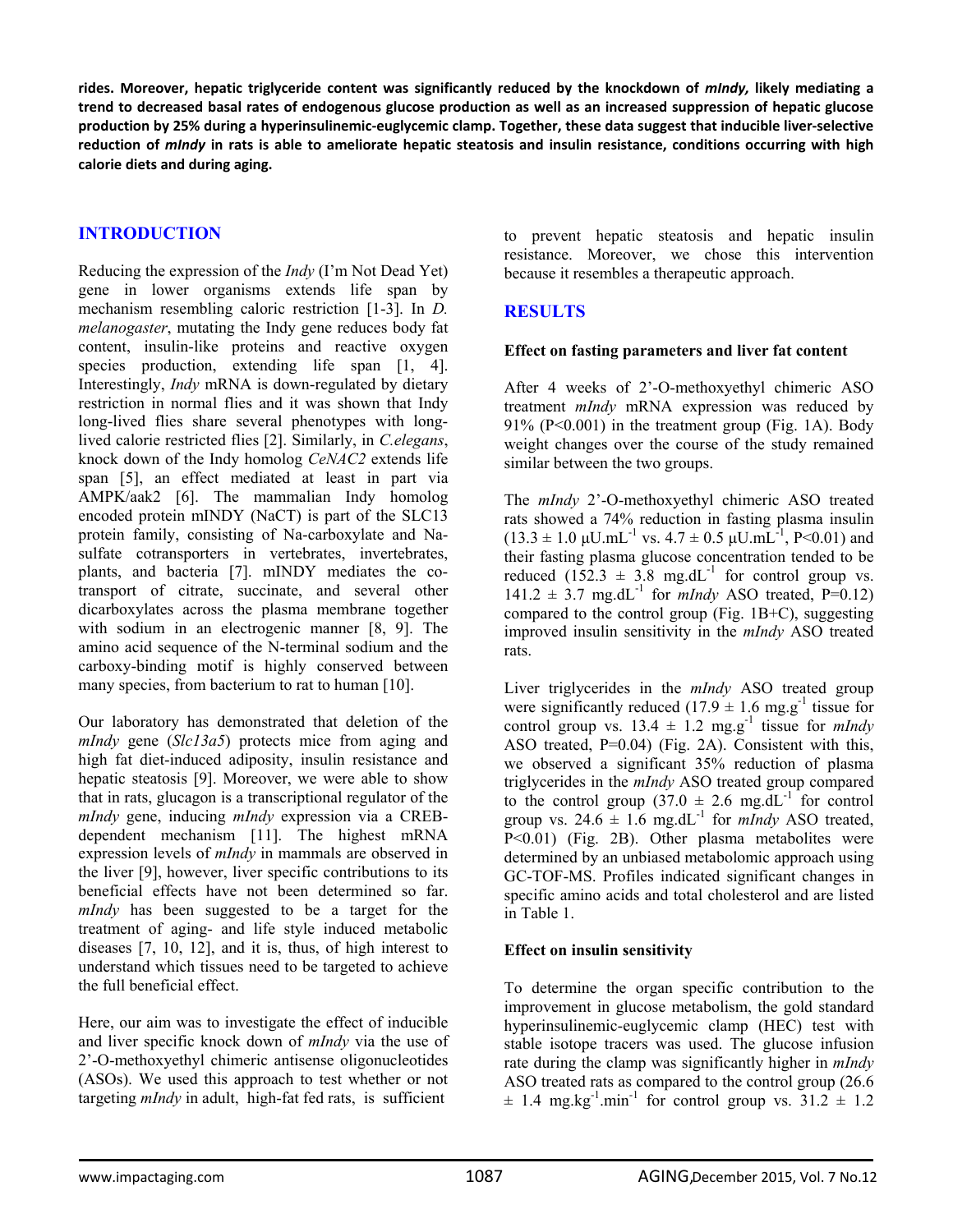**rides. Moreover, hepatic triglyceride content was significantly reduced by the knockdown of *mIndy,* likely mediating a trend to decreased basal rates of endogenous glucose production as well as an increased suppression of hepatic glucose production by 25% during a hyperinsulinemic-euglycemic clamp. Together, these data suggest that inducible liver-selective reduction of *mIndy* in rats is able to ameliorate hepatic steatosis and insulin resistance, conditions occurring with high calorie diets and during aging.**

## INTRODUCTION

Reducing the expression of the *Indy* (I'm Not Dead Yet) gene in lower organisms extends life span by mechanism resembling caloric restriction [1-3]. In *D. melanogaster*, mutating the Indy gene reduces body fat content, insulin-like proteins and reactive oxygen species production, extending life span [1, 4]. Interestingly, *Indy* mRNA is down-regulated by dietary restriction in normal flies and it was shown that Indy long-lived flies share several phenotypes with long-lived calorie restricted flies [2]. Similarly, in *C.elegans*, knock down of the Indy homolog *CeNAC2* extends life span [5], an effect mediated at least in part via AMPK/aak2 [6]. The mammalian Indy homolog encoded protein mINDY (NaCT) is part of the SLC13 protein family, consisting of Na-carboxylate and Na-sulfate cotransporters in vertebrates, invertebrates, plants, and bacteria [7]. mINDY mediates the co-transport of citrate, succinate, and several other dicarboxylates across the plasma membrane together with sodium in an electrogenic manner [8, 9]. The amino acid sequence of the N-terminal sodium and the carboxy-binding motif is highly conserved between many species, from bacterium to rat to human [10].

Our laboratory has demonstrated that deletion of the *mIndy* gene (*Slc13a5*) protects mice from aging and high fat diet-induced adiposity, insulin resistance and hepatic steatosis [9]. Moreover, we were able to show that in rats, glucagon is a transcriptional regulator of the *mIndy* gene, inducing *mIndy* expression via a CREB-dependent mechanism [11]. The highest mRNA expression levels of *mIndy* in mammals are observed in the liver [9], however, liver specific contributions to its beneficial effects have not been determined so far. *mIndy* has been suggested to be a target for the treatment of aging- and life style induced metabolic diseases [7, 10, 12], and it is, thus, of high interest to understand which tissues need to be targeted to achieve the full beneficial effect.

Here, our aim was to investigate the effect of inducible and liver specific knock down of *mIndy* via the use of 2'-O-methoxyethyl chimeric antisense oligonucleotides (ASOs). We used this approach to test whether or not targeting *mIndy* in adult, high-fat fed rats, is sufficient to prevent hepatic steatosis and hepatic insulin resistance. Moreover, we chose this intervention because it resembles a therapeutic approach.

## RESULTS

### Effect on fasting parameters and liver fat content

After 4 weeks of 2'-O-methoxyethyl chimeric ASO treatment *mIndy* mRNA expression was reduced by 91% ($P<0.001$) in the treatment group (Fig. 1A). Body weight changes over the course of the study remained similar between the two groups.

The *mIndy* 2'-O-methoxyethyl chimeric ASO treated rats showed a 74% reduction in fasting plasma insulin ($13.3 \pm 1.0$ μU.mL$^{-1}$ vs. $4.7 \pm 0.5$ μU.mL$^{-1}$, $P<0.01$) and their fasting plasma glucose concentration tended to be reduced ($152.3 \pm 3.8$ mg.dL$^{-1}$ for control group vs. $141.2 \pm 3.7$ mg.dL$^{-1}$ for *mIndy* ASO treated, $P=0.12$) compared to the control group (Fig. 1B+C), suggesting improved insulin sensitivity in the *mIndy* ASO treated rats.

Liver triglycerides in the *mIndy* ASO treated group were significantly reduced ($17.9 \pm 1.6$ mg.g$^{-1}$ tissue for control group vs. $13.4 \pm 1.2$ mg.g$^{-1}$ tissue for *mIndy* ASO treated, $P=0.04$) (Fig. 2A). Consistent with this, we observed a significant 35% reduction of plasma triglycerides in the *mIndy* ASO treated group compared to the control group ($37.0 \pm 2.6$ mg.dL$^{-1}$ for control group vs. $24.6 \pm 1.6$ mg.dL$^{-1}$ for *mIndy* ASO treated, $P<0.01$) (Fig. 2B). Other plasma metabolites were determined by an unbiased metabolomic approach using GC-TOF-MS. Profiles indicated significant changes in specific amino acids and total cholesterol and are listed in Table 1.

### Effect on insulin sensitivity

To determine the organ specific contribution to the improvement in glucose metabolism, the gold standard hyperinsulinemic-euglycemic clamp (HEC) test with stable isotope tracers was used. The glucose infusion rate during the clamp was significantly higher in *mIndy* ASO treated rats as compared to the control group ($26.6 \pm 1.4$ mg.kg$^{-1}$.min$^{-1}$ for control group vs. $31.2 \pm 1.2$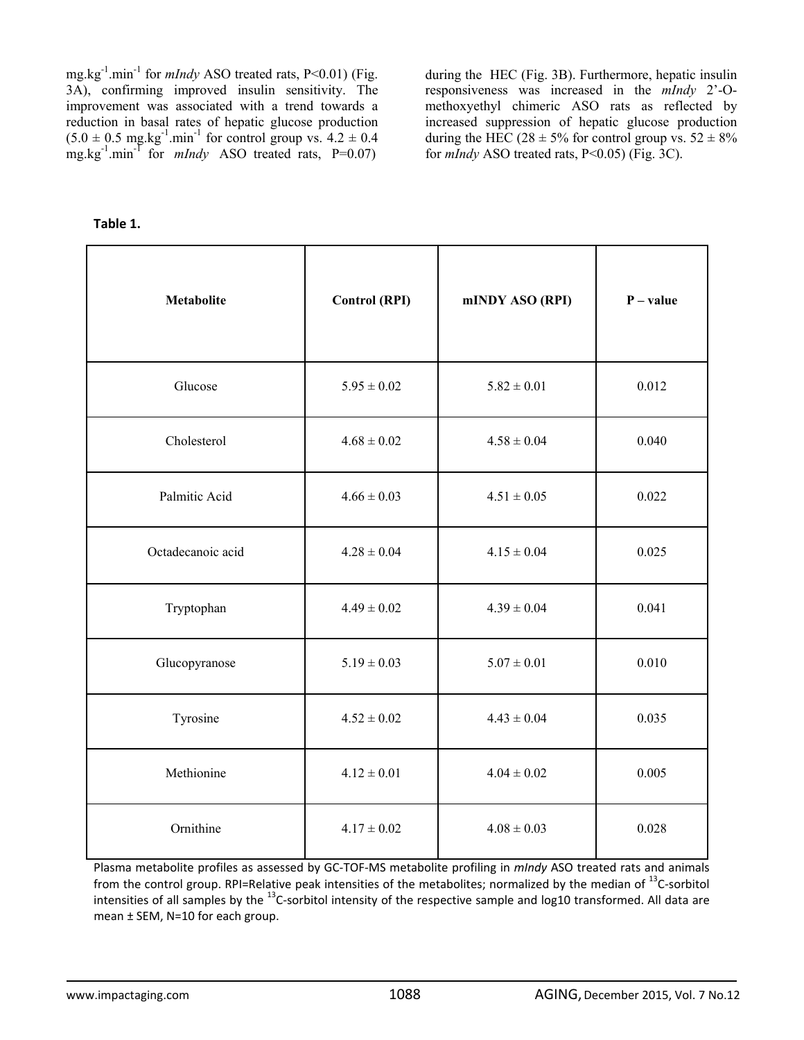$mg.kg^{-1}.min^{-1}$ for *mIndy* ASO treated rats, P<0.01) (Fig. 3A), confirming improved insulin sensitivity. The improvement was associated with a trend towards a reduction in basal rates of hepatic glucose production ($5.0 \pm 0.5$ $mg.kg^{-1}.min^{-1}$ for control group vs. $4.2 \pm 0.4$ $mg.kg^{-1}.min^{-1}$ for *mIndy* ASO treated rats, P=0.07) during the HEC (Fig. 3B). Furthermore, hepatic insulin responsiveness was increased in the *mIndy* 2'-O-methoxyethyl chimeric ASO rats as reflected by increased suppression of hepatic glucose production during the HEC ($28 \pm 5\%$ for control group vs. $52 \pm 8\%$ for *mIndy* ASO treated rats, P<0.05) (Fig. 3C).

**Table 1.**

| Metabolite | Control (RPI) | mINDY ASO (RPI) | P – value |
|---|---|---|---|
| Glucose | $5.95 \pm 0.02$ | $5.82 \pm 0.01$ | 0.012 |
| Cholesterol | $4.68 \pm 0.02$ | $4.58 \pm 0.04$ | 0.040 |
| Palmitic Acid | $4.66 \pm 0.03$ | $4.51 \pm 0.05$ | 0.022 |
| Octadecanoic acid | $4.28 \pm 0.04$ | $4.15 \pm 0.04$ | 0.025 |
| Tryptophan | $4.49 \pm 0.02$ | $4.39 \pm 0.04$ | 0.041 |
| Glucopyranose | $5.19 \pm 0.03$ | $5.07 \pm 0.01$ | 0.010 |
| Tyrosine | $4.52 \pm 0.02$ | $4.43 \pm 0.04$ | 0.035 |
| Methionine | $4.12 \pm 0.01$ | $4.04 \pm 0.02$ | 0.005 |
| Ornithine | $4.17 \pm 0.02$ | $4.08 \pm 0.03$ | 0.028 |

Plasma metabolite profiles as assessed by GC-TOF-MS metabolite profiling in *mIndy* ASO treated rats and animals from the control group. RPI=Relative peak intensities of the metabolites; normalized by the median of $^{13}C$-sorbitol intensities of all samples by the $^{13}C$-sorbitol intensity of the respective sample and log10 transformed. All data are mean ± SEM, N=10 for each group.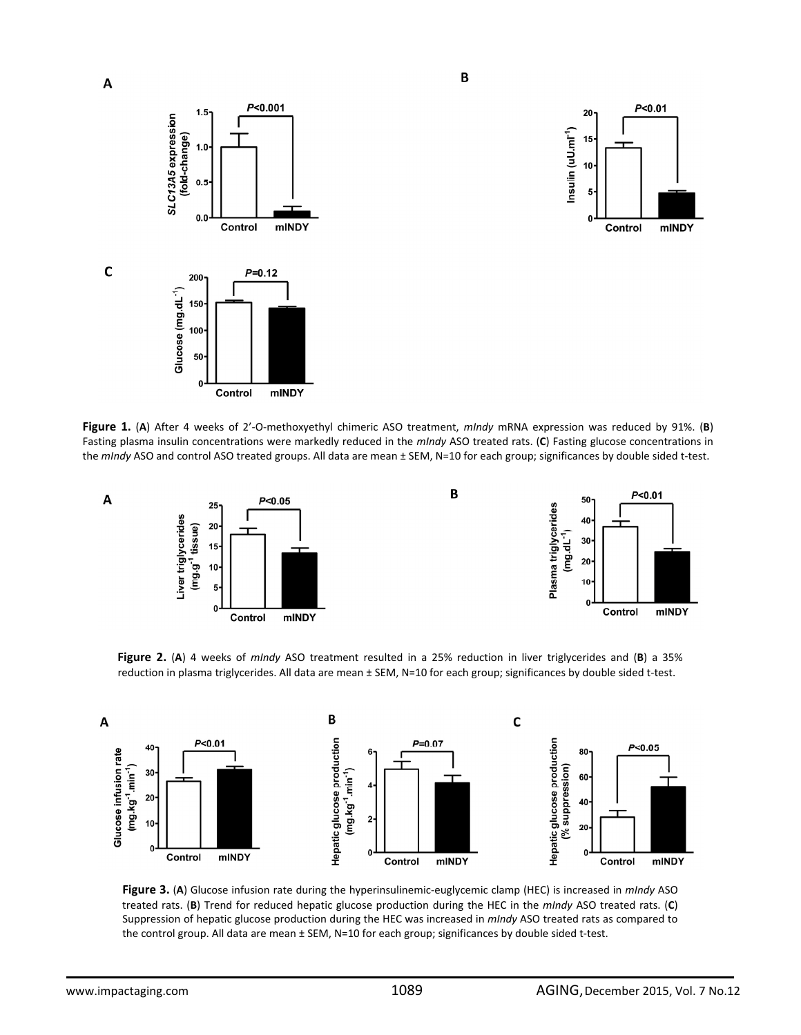**Figure 1.** (**A**) After 4 weeks of 2'-O-methoxyethyl chimeric ASO treatment, *mIndy* mRNA expression was reduced by 91%. (**B**) Fasting plasma insulin concentrations were markedly reduced in the *mIndy* ASO treated rats. (**C**) Fasting glucose concentrations in the *mIndy* ASO and control ASO treated groups. All data are mean ± SEM, N=10 for each group; significances by double sided t-test.

**Figure 2.** (**A**) 4 weeks of *mIndy* ASO treatment resulted in a 25% reduction in liver triglycerides and (**B**) a 35% reduction in plasma triglycerides. All data are mean ± SEM, N=10 for each group; significances by double sided t-test.

**Figure 3.** (**A**) Glucose infusion rate during the hyperinsulinemic-euglycemic clamp (HEC) is increased in *mIndy* ASO treated rats. (**B**) Trend for reduced hepatic glucose production during the HEC in the *mIndy* ASO treated rats. (**C**) Suppression of hepatic glucose production during the HEC was increased in *mIndy* ASO treated rats as compared to the control group. All data are mean ± SEM, N=10 for each group; significances by double sided t-test.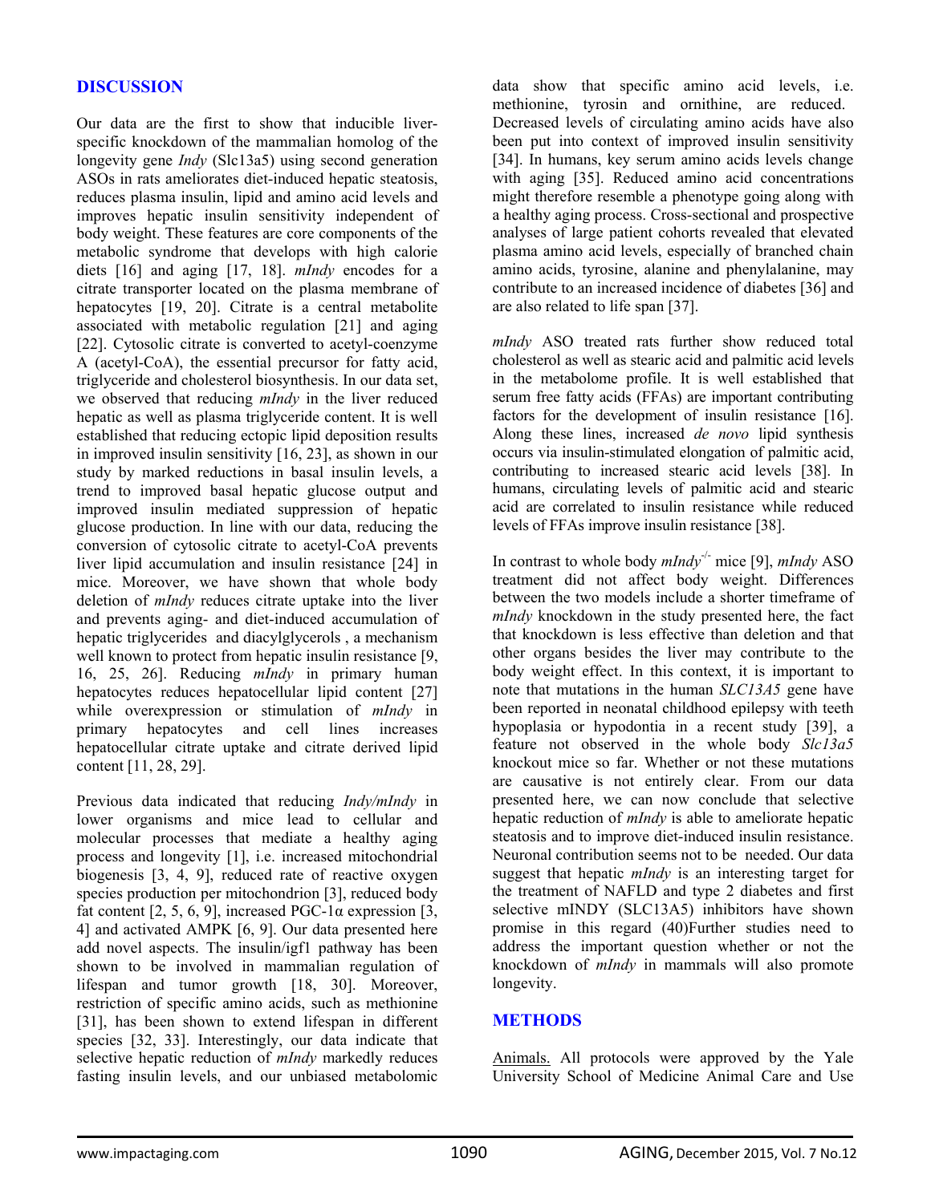## DISCUSSION

Our data are the first to show that inducible liver-specific knockdown of the mammalian homolog of the longevity gene *Indy* (Slc13a5) using second generation ASOs in rats ameliorates diet-induced hepatic steatosis, reduces plasma insulin, lipid and amino acid levels and improves hepatic insulin sensitivity independent of body weight. These features are core components of the metabolic syndrome that develops with high calorie diets [16] and aging [17, 18]. *mIndy* encodes for a citrate transporter located on the plasma membrane of hepatocytes [19, 20]. Citrate is a central metabolite associated with metabolic regulation [21] and aging [22]. Cytosolic citrate is converted to acetyl-coenzyme A (acetyl-CoA), the essential precursor for fatty acid, triglyceride and cholesterol biosynthesis. In our data set, we observed that reducing *mIndy* in the liver reduced hepatic as well as plasma triglyceride content. It is well established that reducing ectopic lipid deposition results in improved insulin sensitivity [16, 23], as shown in our study by marked reductions in basal insulin levels, a trend to improved basal hepatic glucose output and improved insulin mediated suppression of hepatic glucose production. In line with our data, reducing the conversion of cytosolic citrate to acetyl-CoA prevents liver lipid accumulation and insulin resistance [24] in mice. Moreover, we have shown that whole body deletion of *mIndy* reduces citrate uptake into the liver and prevents aging- and diet-induced accumulation of hepatic triglycerides and diacylglycerols , a mechanism well known to protect from hepatic insulin resistance [9, 16, 25, 26]. Reducing *mIndy* in primary human hepatocytes reduces hepatocellular lipid content [27] while overexpression or stimulation of *mIndy* in primary hepatocytes and cell lines increases hepatocellular citrate uptake and citrate derived lipid content [11, 28, 29].

Previous data indicated that reducing *Indy/mIndy* in lower organisms and mice lead to cellular and molecular processes that mediate a healthy aging process and longevity [1], i.e. increased mitochondrial biogenesis [3, 4, 9], reduced rate of reactive oxygen species production per mitochondrion [3], reduced body fat content [2, 5, 6, 9], increased PGC-1α expression [3, 4] and activated AMPK [6, 9]. Our data presented here add novel aspects. The insulin/igf1 pathway has been shown to be involved in mammalian regulation of lifespan and tumor growth [18, 30]. Moreover, restriction of specific amino acids, such as methionine [31], has been shown to extend lifespan in different species [32, 33]. Interestingly, our data indicate that selective hepatic reduction of *mIndy* markedly reduces fasting insulin levels, and our unbiased metabolomic data show that specific amino acid levels, i.e. methionine, tyrosin and ornithine, are reduced. Decreased levels of circulating amino acids have also been put into context of improved insulin sensitivity [34]. In humans, key serum amino acids levels change with aging [35]. Reduced amino acid concentrations might therefore resemble a phenotype going along with a healthy aging process. Cross-sectional and prospective analyses of large patient cohorts revealed that elevated plasma amino acid levels, especially of branched chain amino acids, tyrosine, alanine and phenylalanine, may contribute to an increased incidence of diabetes [36] and are also related to life span [37].

*mIndy* ASO treated rats further show reduced total cholesterol as well as stearic acid and palmitic acid levels in the metabolome profile. It is well established that serum free fatty acids (FFAs) are important contributing factors for the development of insulin resistance [16]. Along these lines, increased *de novo* lipid synthesis occurs via insulin-stimulated elongation of palmitic acid, contributing to increased stearic acid levels [38]. In humans, circulating levels of palmitic acid and stearic acid are correlated to insulin resistance while reduced levels of FFAs improve insulin resistance [38].

In contrast to whole body *mIndy*$^{-/-}$ mice [9], *mIndy* ASO treatment did not affect body weight. Differences between the two models include a shorter timeframe of *mIndy* knockdown in the study presented here, the fact that knockdown is less effective than deletion and that other organs besides the liver may contribute to the body weight effect. In this context, it is important to note that mutations in the human *SLC13A5* gene have been reported in neonatal childhood epilepsy with teeth hypoplasia or hypodontia in a recent study [39], a feature not observed in the whole body *Slc13a5* knockout mice so far. Whether or not these mutations are causative is not entirely clear. From our data presented here, we can now conclude that selective hepatic reduction of *mIndy* is able to ameliorate hepatic steatosis and to improve diet-induced insulin resistance. Neuronal contribution seems not to be needed. Our data suggest that hepatic *mIndy* is an interesting target for the treatment of NAFLD and type 2 diabetes and first selective mINDY (SLC13A5) inhibitors have shown promise in this regard (40)Further studies need to address the important question whether or not the knockdown of *mIndy* in mammals will also promote longevity.

## METHODS

Animals. All protocols were approved by the Yale University School of Medicine Animal Care and Use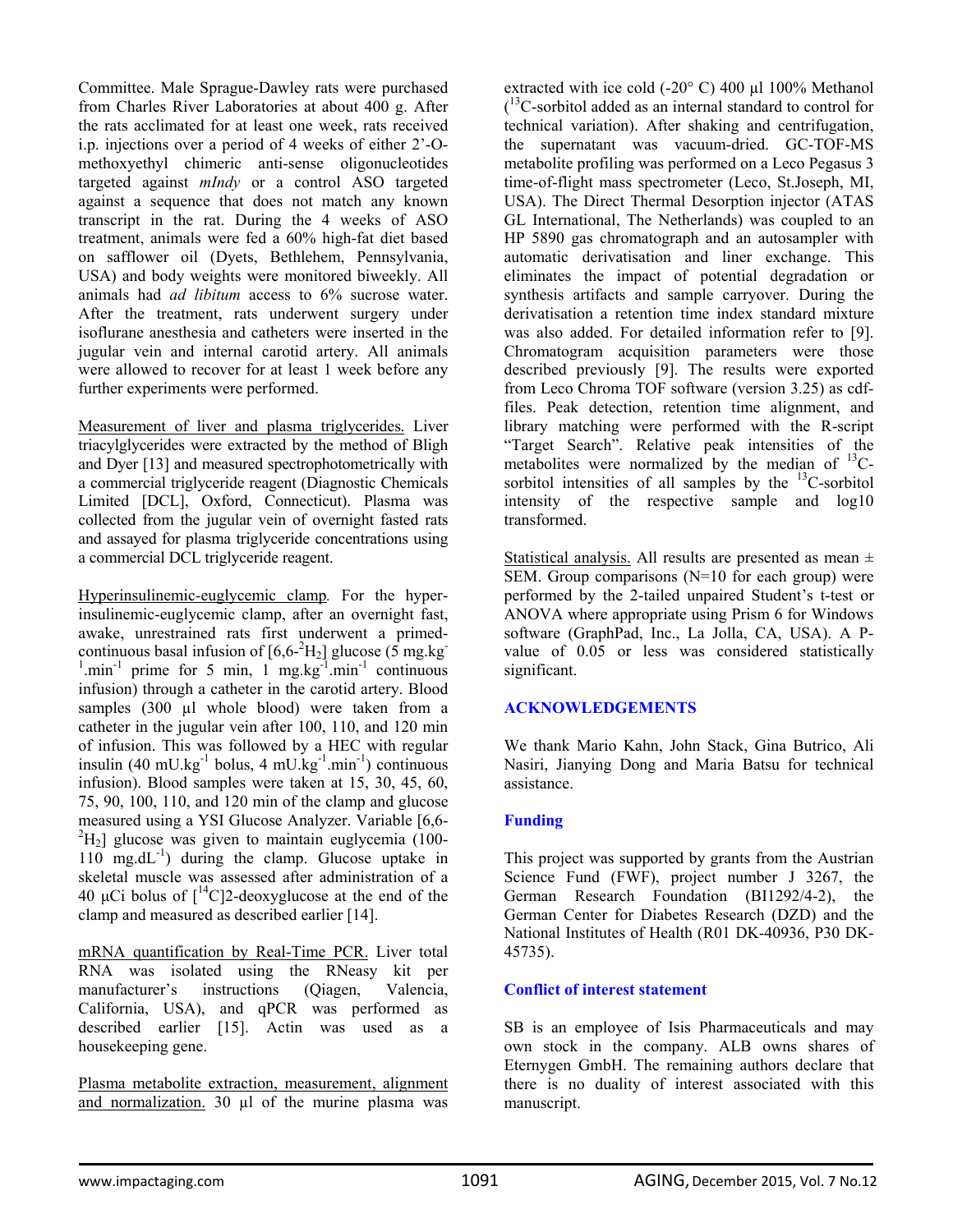Committee. Male Sprague-Dawley rats were purchased from Charles River Laboratories at about 400 g. After the rats acclimated for at least one week, rats received i.p. injections over a period of 4 weeks of either 2'-O-methoxyethyl chimeric anti-sense oligonucleotides targeted against *mIndy* or a control ASO targeted against a sequence that does not match any known transcript in the rat. During the 4 weeks of ASO treatment, animals were fed a 60% high-fat diet based on safflower oil (Dyets, Bethlehem, Pennsylvania, USA) and body weights were monitored biweekly. All animals had *ad libitum* access to 6% sucrose water. After the treatment, rats underwent surgery under isoflurane anesthesia and catheters were inserted in the jugular vein and internal carotid artery. All animals were allowed to recover for at least 1 week before any further experiments were performed.

Measurement of liver and plasma triglycerides. Liver triacylglycerides were extracted by the method of Bligh and Dyer [13] and measured spectrophotometrically with a commercial triglyceride reagent (Diagnostic Chemicals Limited [DCL], Oxford, Connecticut). Plasma was collected from the jugular vein of overnight fasted rats and assayed for plasma triglyceride concentrations using a commercial DCL triglyceride reagent.

*Hyperinsulinemic-euglycemic clamp.* For the hyper-insulinemic-euglycemic clamp, after an overnight fast, awake, unrestrained rats first underwent a primed-continuous basal infusion of [6,6-$^{2}H_{2}$] glucose (5 mg.kg$^{-1}$.min$^{-1}$ prime for 5 min, 1 mg.kg$^{-1}$.min$^{-1}$ continuous infusion) through a catheter in the carotid artery. Blood samples (300 µl whole blood) were taken from a catheter in the jugular vein after 100, 110, and 120 min of infusion. This was followed by a HEC with regular insulin (40 mU.kg$^{-1}$ bolus, 4 mU.kg$^{-1}$.min$^{-1}$) continuous infusion). Blood samples were taken at 15, 30, 45, 60, 75, 90, 100, 110, and 120 min of the clamp and glucose measured using a YSI Glucose Analyzer. Variable [6,6-$^{2}H_{2}$] glucose was given to maintain euglycemia (100-110 mg.dL$^{-1}$) during the clamp. Glucose uptake in skeletal muscle was assessed after administration of a 40 µCi bolus of [$^{14}$C]2-deoxyglucose at the end of the clamp and measured as described earlier [14].

mRNA quantification by Real-Time PCR. Liver total RNA was isolated using the RNeasy kit per manufacturer's instructions (Qiagen, Valencia, California, USA), and qPCR was performed as described earlier [15]. Actin was used as a housekeeping gene.

Plasma metabolite extraction, measurement, alignment and normalization. 30 µl of the murine plasma was extracted with ice cold (-20° C) 400 µl 100% Methanol ($^{13}$C-sorbitol added as an internal standard to control for technical variation). After shaking and centrifugation, the supernatant was vacuum-dried. GC-TOF-MS metabolite profiling was performed on a Leco Pegasus 3 time-of-flight mass spectrometer (Leco, St.Joseph, MI, USA). The Direct Thermal Desorption injector (ATAS GL International, The Netherlands) was coupled to an HP 5890 gas chromatograph and an autosampler with automatic derivatisation and liner exchange. This eliminates the impact of potential degradation or synthesis artifacts and sample carryover. During the derivatisation a retention time index standard mixture was also added. For detailed information refer to [9]. Chromatogram acquisition parameters were those described previously [9]. The results were exported from Leco Chroma TOF software (version 3.25) as cdf-files. Peak detection, retention time alignment, and library matching were performed with the R-script "Target Search". Relative peak intensities of the metabolites were normalized by the median of $^{13}$C-sorbitol intensities of all samples by the $^{13}$C-sorbitol intensity of the respective sample and log10 transformed.

Statistical analysis. All results are presented as mean ± SEM. Group comparisons (N=10 for each group) were performed by the 2-tailed unpaired Student's t-test or ANOVA where appropriate using Prism 6 for Windows software (GraphPad, Inc., La Jolla, CA, USA). A P-value of 0.05 or less was considered statistically significant.

## ACKNOWLEDGEMENTS

We thank Mario Kahn, John Stack, Gina Butrico, Ali Nasiri, Jianying Dong and Maria Batsu for technical assistance.

### Funding

This project was supported by grants from the Austrian Science Fund (FWF), project number J 3267, the German Research Foundation (BI1292/4-2), the German Center for Diabetes Research (DZD) and the National Institutes of Health (R01 DK-40936, P30 DK-45735).

### Conflict of interest statement

SB is an employee of Isis Pharmaceuticals and may own stock in the company. ALB owns shares of Eternygen GmbH. The remaining authors declare that there is no duality of interest associated with this manuscript.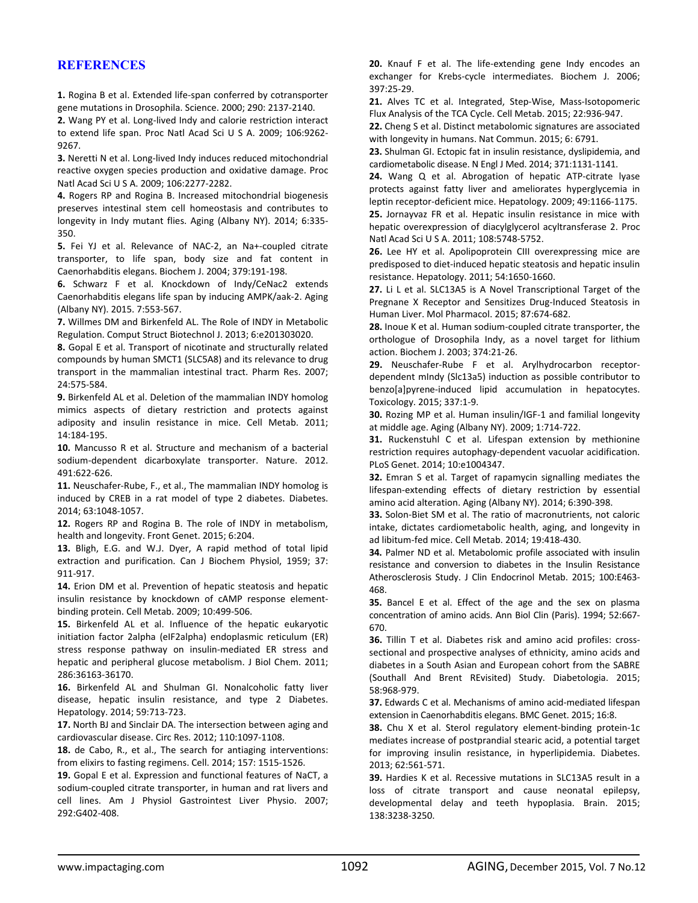## REFERENCES

**1.** Rogina B et al. Extended life-span conferred by cotransporter gene mutations in Drosophila. Science. 2000; 290: 2137-2140.

**2.** Wang PY et al. Long-lived Indy and calorie restriction interact to extend life span. Proc Natl Acad Sci U S A. 2009; 106:9262-9267.

**3.** Neretti N et al. Long-lived Indy induces reduced mitochondrial reactive oxygen species production and oxidative damage. Proc Natl Acad Sci U S A. 2009; 106:2277-2282.

**4.** Rogers RP and Rogina B. Increased mitochondrial biogenesis preserves intestinal stem cell homeostasis and contributes to longevity in Indy mutant flies. Aging (Albany NY). 2014; 6:335-350.

**5.** Fei YJ et al. Relevance of NAC-2, an Na+-coupled citrate transporter, to life span, body size and fat content in Caenorhabditis elegans. Biochem J. 2004; 379:191-198.

**6.** Schwarz F et al. Knockdown of Indy/CeNac2 extends Caenorhabditis elegans life span by inducing AMPK/aak-2. Aging (Albany NY). 2015. 7:553-567.

**7.** Willmes DM and Birkenfeld AL. The Role of INDY in Metabolic Regulation. Comput Struct Biotechnol J. 2013; 6:e201303020.

**8.** Gopal E et al. Transport of nicotinate and structurally related compounds by human SMCT1 (SLC5A8) and its relevance to drug transport in the mammalian intestinal tract. Pharm Res. 2007; 24:575-584.

**9.** Birkenfeld AL et al. Deletion of the mammalian INDY homolog mimics aspects of dietary restriction and protects against adiposity and insulin resistance in mice. Cell Metab. 2011; 14:184-195.

**10.** Mancusso R et al. Structure and mechanism of a bacterial sodium-dependent dicarboxylate transporter. Nature. 2012. 491:622-626.

**11.** Neuschafer-Rube, F., et al., The mammalian INDY homolog is induced by CREB in a rat model of type 2 diabetes. Diabetes. 2014; 63:1048-1057.

**12.** Rogers RP and Rogina B. The role of INDY in metabolism, health and longevity. Front Genet. 2015; 6:204.

**13.** Bligh, E.G. and W.J. Dyer, A rapid method of total lipid extraction and purification. Can J Biochem Physiol, 1959; 37: 911-917.

**14.** Erion DM et al. Prevention of hepatic steatosis and hepatic insulin resistance by knockdown of cAMP response element-binding protein. Cell Metab. 2009; 10:499-506.

**15.** Birkenfeld AL et al. Influence of the hepatic eukaryotic initiation factor 2alpha (eIF2alpha) endoplasmic reticulum (ER) stress response pathway on insulin-mediated ER stress and hepatic and peripheral glucose metabolism. J Biol Chem. 2011; 286:36163-36170.

**16.** Birkenfeld AL and Shulman GI. Nonalcoholic fatty liver disease, hepatic insulin resistance, and type 2 Diabetes. Hepatology. 2014; 59:713-723.

**17.** North BJ and Sinclair DA. The intersection between aging and cardiovascular disease. Circ Res. 2012; 110:1097-1108.

**18.** de Cabo, R., et al., The search for antiaging interventions: from elixirs to fasting regimens. Cell. 2014; 157: 1515-1526.

**19.** Gopal E et al. Expression and functional features of NaCT, a sodium-coupled citrate transporter, in human and rat livers and cell lines. Am J Physiol Gastrointest Liver Physio. 2007; 292:G402-408.

**20.** Knauf F et al. The life-extending gene Indy encodes an exchanger for Krebs-cycle intermediates. Biochem J. 2006; 397:25-29.

**21.** Alves TC et al. Integrated, Step-Wise, Mass-Isotopomeric Flux Analysis of the TCA Cycle. Cell Metab. 2015; 22:936-947.

**22.** Cheng S et al. Distinct metabolomic signatures are associated with longevity in humans. Nat Commun. 2015; 6: 6791.

**23.** Shulman GI. Ectopic fat in insulin resistance, dyslipidemia, and cardiometabolic disease. N Engl J Med. 2014; 371:1131-1141.

**24.** Wang Q et al. Abrogation of hepatic ATP-citrate lyase protects against fatty liver and ameliorates hyperglycemia in leptin receptor-deficient mice. Hepatology. 2009; 49:1166-1175.

**25.** Jornayvaz FR et al. Hepatic insulin resistance in mice with hepatic overexpression of diacylglycerol acyltransferase 2. Proc Natl Acad Sci U S A. 2011; 108:5748-5752.

**26.** Lee HY et al. Apolipoprotein CIII overexpressing mice are predisposed to diet-induced hepatic steatosis and hepatic insulin resistance. Hepatology. 2011; 54:1650-1660.

**27.** Li L et al. SLC13A5 is A Novel Transcriptional Target of the Pregnane X Receptor and Sensitizes Drug-Induced Steatosis in Human Liver. Mol Pharmacol. 2015; 87:674-682.

**28.** Inoue K et al. Human sodium-coupled citrate transporter, the orthologue of Drosophila Indy, as a novel target for lithium action. Biochem J. 2003; 374:21-26.

**29.** Neuschafer-Rube F et al. Arylhydrocarbon receptor-dependent mIndy (Slc13a5) induction as possible contributor to benzo[a]pyrene-induced lipid accumulation in hepatocytes. Toxicology. 2015; 337:1-9.

**30.** Rozing MP et al. Human insulin/IGF-1 and familial longevity at middle age. Aging (Albany NY). 2009; 1:714-722.

**31.** Ruckenstuhl C et al. Lifespan extension by methionine restriction requires autophagy-dependent vacuolar acidification. PLoS Genet. 2014; 10:e1004347.

**32.** Emran S et al. Target of rapamycin signalling mediates the lifespan-extending effects of dietary restriction by essential amino acid alteration. Aging (Albany NY). 2014; 6:390-398.

**33.** Solon-Biet SM et al. The ratio of macronutrients, not caloric intake, dictates cardiometabolic health, aging, and longevity in ad libitum-fed mice. Cell Metab. 2014; 19:418-430.

**34.** Palmer ND et al. Metabolomic profile associated with insulin resistance and conversion to diabetes in the Insulin Resistance Atherosclerosis Study. J Clin Endocrinol Metab. 2015; 100:E463-468.

**35.** Bancel E et al. Effect of the age and the sex on plasma concentration of amino acids. Ann Biol Clin (Paris). 1994; 52:667-670.

**36.** Tillin T et al. Diabetes risk and amino acid profiles: cross-sectional and prospective analyses of ethnicity, amino acids and diabetes in a South Asian and European cohort from the SABRE (Southall And Brent REvisited) Study. Diabetologia. 2015; 58:968-979.

**37.** Edwards C et al. Mechanisms of amino acid-mediated lifespan extension in Caenorhabditis elegans. BMC Genet. 2015; 16:8.

**38.** Chu X et al. Sterol regulatory element-binding protein-1c mediates increase of postprandial stearic acid, a potential target for improving insulin resistance, in hyperlipidemia. Diabetes. 2013; 62:561-571.

**39.** Hardies K et al. Recessive mutations in SLC13A5 result in a loss of citrate transport and cause neonatal epilepsy, developmental delay and teeth hypoplasia. Brain. 2015; 138:3238-3250.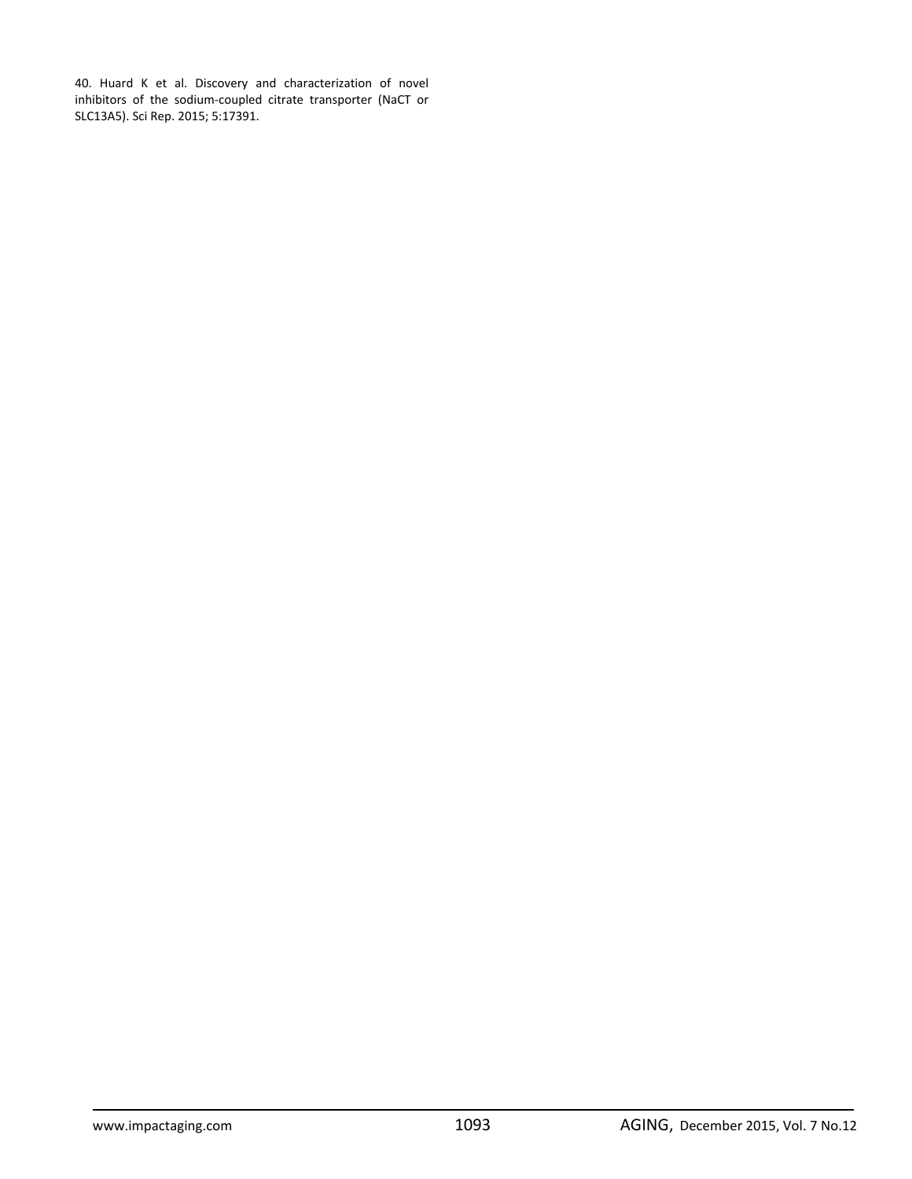40. Huard K et al. Discovery and characterization of novel inhibitors of the sodium-coupled citrate transporter (NaCT or SLC13A5). Sci Rep. 2015; 5:17391.